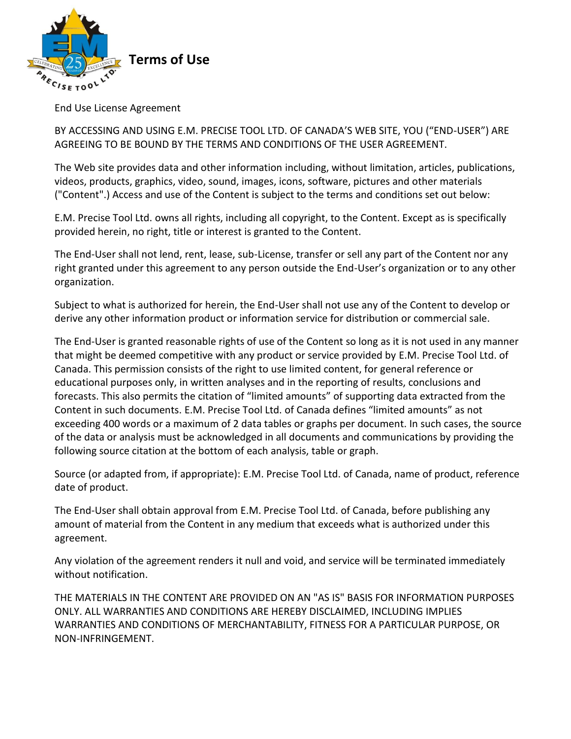# Terms of Use

End Use License Agreement

BY ACCESSING AND USING E.M. PRECISE TOOL LTD. OF CANADA'S WEB SITE, YOU ("END-USER") ARE AGREEING TO BE BOUND BY THE TERMS AND CONDITIONS OF THE USER AGREEMENT.

The Web site provides data and other information including, without limitation, articles, publications, videos, products, graphics, video, sound, images, icons, software, pictures and other materials ("Content".) Access and use of the Content is subject to the terms and conditions set out below:

E.M. Precise Tool Ltd. owns all rights, including all copyright, to the Content. Except as is specifically provided herein, no right, title or interest is granted to the Content.

The End-User shall not lend, rent, lease, sub-License, transfer or sell any part of the Content nor any right granted under this agreement to any person outside the End-User's organization or to any other organization.

Subject to what is authorized for herein, the End-User shall not use any of the Content to develop or derive any other information product or information service for distribution or commercial sale.

The End-User is granted reasonable rights of use of the Content so long as it is not used in any manner that might be deemed competitive with any product or service provided by E.M. Precise Tool Ltd. of Canada. This permission consists of the right to use limited content, for general reference or educational purposes only, in written analyses and in the reporting of results, conclusions and forecasts. This also permits the citation of "limited amounts" of supporting data extracted from the Content in such documents. E.M. Precise Tool Ltd. of Canada defines "limited amounts" as not exceeding 400 words or a maximum of 2 data tables or graphs per document. In such cases, the source of the data or analysis must be acknowledged in all documents and communications by providing the following source citation at the bottom of each analysis, table or graph.

Source (or adapted from, if appropriate): E.M. Precise Tool Ltd. of Canada, name of product, reference date of product.

The End-User shall obtain approval from E.M. Precise Tool Ltd. of Canada, before publishing any amount of material from the Content in any medium that exceeds what is authorized under this agreement.

Any violation of the agreement renders it null and void, and service will be terminated immediately without notification.

THE MATERIALS IN THE CONTENT ARE PROVIDED ON AN "AS IS" BASIS FOR INFORMATION PURPOSES ONLY. ALL WARRANTIES AND CONDITIONS ARE HEREBY DISCLAIMED, INCLUDING IMPLIES WARRANTIES AND CONDITIONS OF MERCHANTABILITY, FITNESS FOR A PARTICULAR PURPOSE, OR NON-INFRINGEMENT.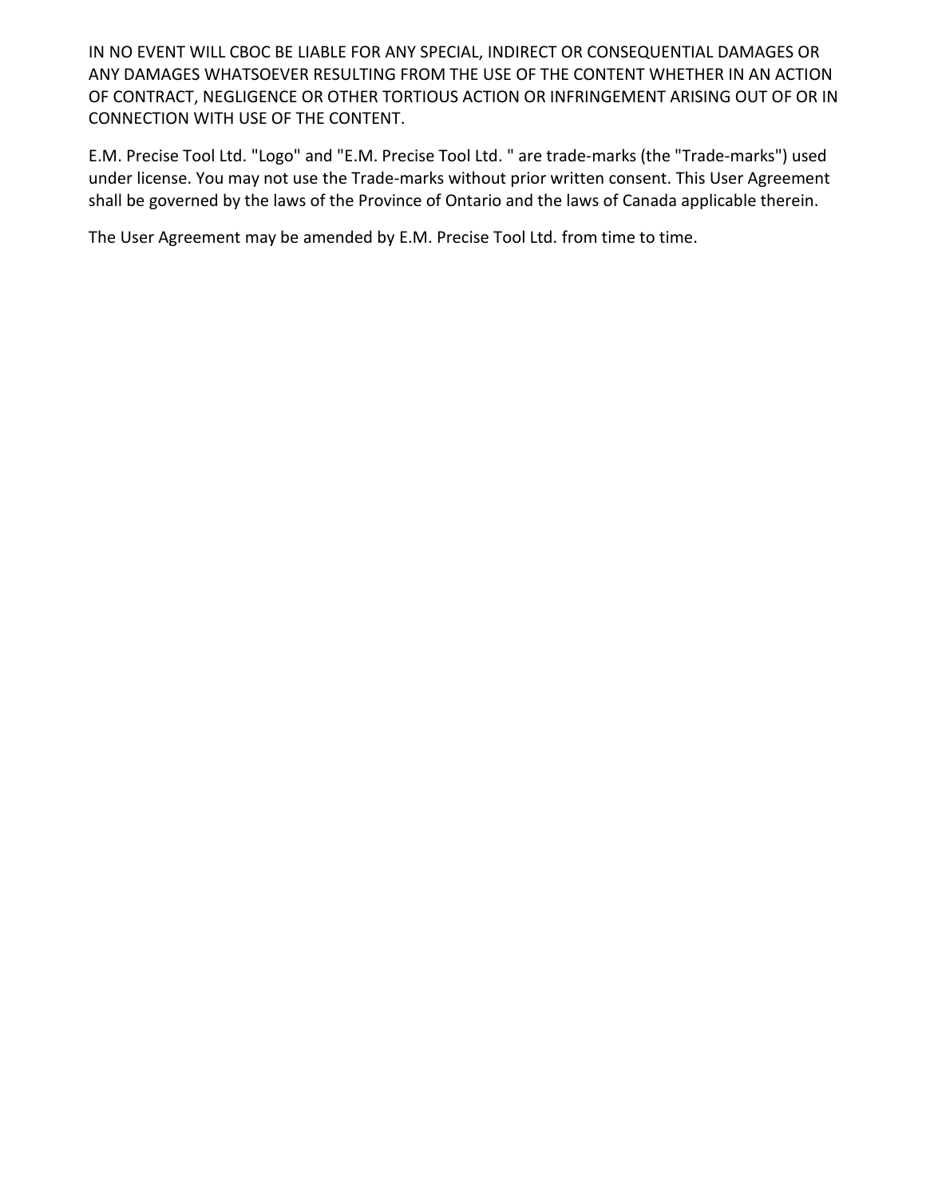IN NO EVENT WILL CBOC BE LIABLE FOR ANY SPECIAL, INDIRECT OR CONSEQUENTIAL DAMAGES OR ANY DAMAGES WHATSOEVER RESULTING FROM THE USE OF THE CONTENT WHETHER IN AN ACTION OF CONTRACT, NEGLIGENCE OR OTHER TORTIOUS ACTION OR INFRINGEMENT ARISING OUT OF OR IN CONNECTION WITH USE OF THE CONTENT.

E.M. Precise Tool Ltd. "Logo" and "E.M. Precise Tool Ltd. " are trade-marks (the "Trade-marks") used under license. You may not use the Trade-marks without prior written consent. This User Agreement shall be governed by the laws of the Province of Ontario and the laws of Canada applicable therein.

The User Agreement may be amended by E.M. Precise Tool Ltd. from time to time.